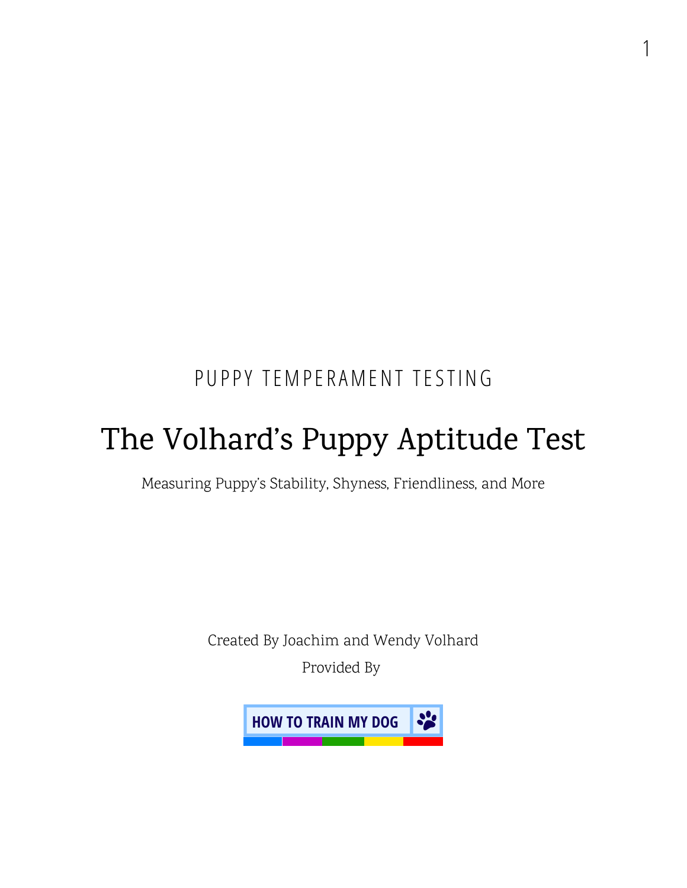PUPPY TEMPERAMENT TESTING

# The Volhard's Puppy Aptitude Test

Measuring Puppy's Stability, Shyness, Friendliness, and More

Created By Joachim and Wendy Volhard

Provided By

HOW TO TRAIN MY DOG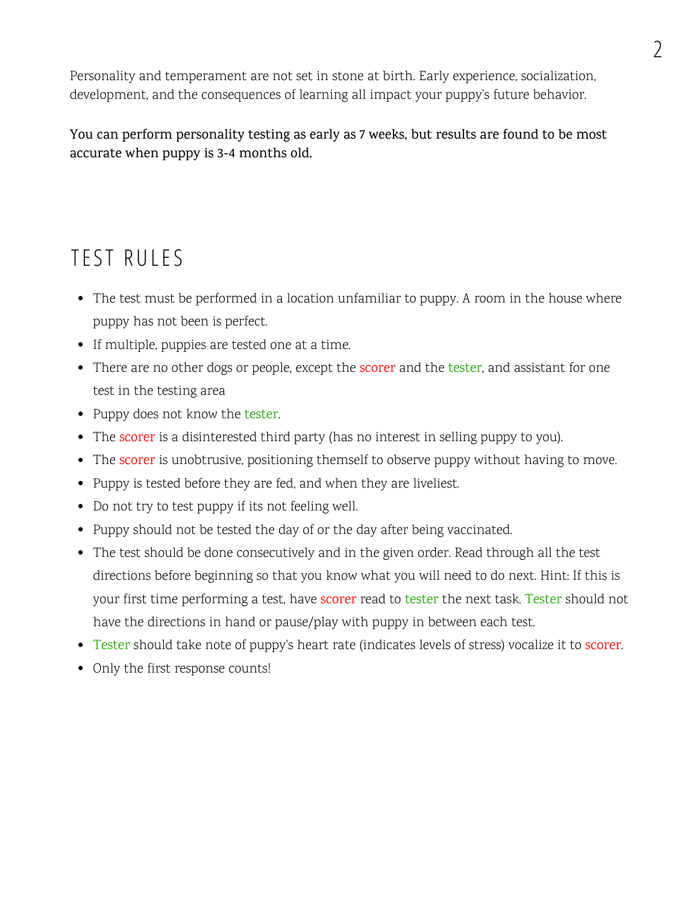Personality and temperament are not set in stone at birth. Early experience, socialization, development, and the consequences of learning all impact your puppy's future behavior.

You can perform personality testing as early as 7 weeks, but results are found to be most accurate when puppy is 3-4 months old.

## TEST RULES

- The test must be performed in a location unfamiliar to puppy. A room in the house where puppy has not been is perfect.
- If multiple, puppies are tested one at a time.
- There are no other dogs or people, except the scorer and the tester, and assistant for one test in the testing area
- Puppy does not know the tester.
- The scorer is a disinterested third party (has no interest in selling puppy to you).
- The scorer is unobtrusive, positioning themself to observe puppy without having to move.
- Puppy is tested before they are fed, and when they are liveliest.
- Do not try to test puppy if its not feeling well.
- Puppy should not be tested the day of or the day after being vaccinated.
- The test should be done consecutively and in the given order. Read through all the test directions before beginning so that you know what you will need to do next. Hint: If this is your first time performing a test, have scorer read to tester the next task. Tester should not have the directions in hand or pause/play with puppy in between each test.
- Tester should take note of puppy's heart rate (indicates levels of stress) vocalize it to scorer.
- Only the first response counts!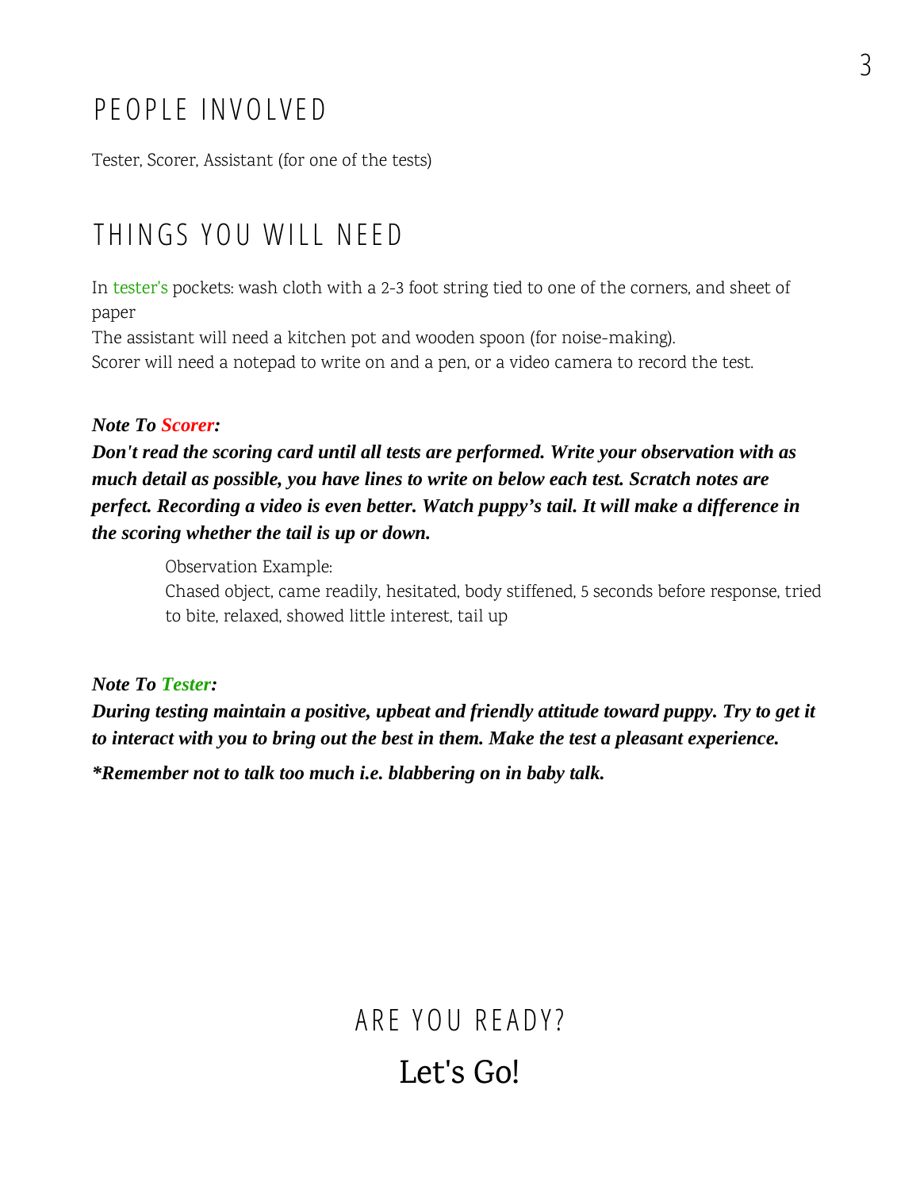## PEOPLE INVOLVED

Tester, Scorer, Assistant (for one of the tests)

## THINGS YOU WILL NEED

In tester's pockets: wash cloth with a 2-3 foot string tied to one of the corners, and sheet of paper

The assistant will need a kitchen pot and wooden spoon (for noise-making).

Scorer will need a notepad to write on and a pen, or a video camera to record the test.

***Note To Scorer:***

***Don't read the scoring card until all tests are performed. Write your observation with as much detail as possible, you have lines to write on below each test. Scratch notes are perfect. Recording a video is even better. Watch puppy's tail. It will make a difference in the scoring whether the tail is up or down.***

> Observation Example:
> Chased object, came readily, hesitated, body stiffened, 5 seconds before response, tried to bite, relaxed, showed little interest, tail up

***Note To Tester:***

***During testing maintain a positive, upbeat and friendly attitude toward puppy. Try to get it to interact with you to bring out the best in them. Make the test a pleasant experience.***

****Remember not to talk too much i.e. blabbering on in baby talk.***

## ARE YOU READY?

Let's Go!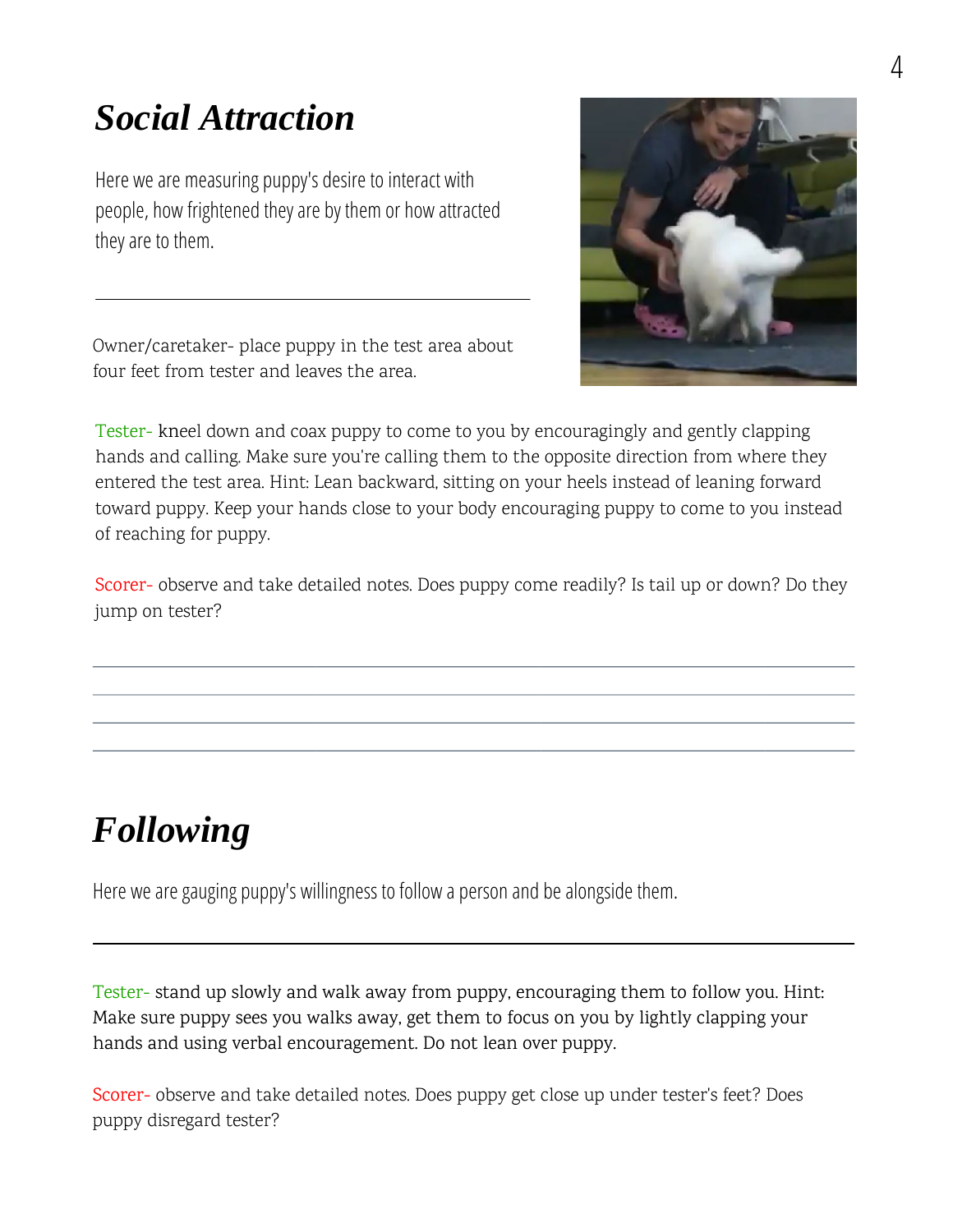## *Social Attraction*

Here we are measuring puppy's desire to interact with people, how frightened they are by them or how attracted they are to them.

---

Owner/caretaker- place puppy in the test area about four feet from tester and leaves the area.

Tester- kneel down and coax puppy to come to you by encouragingly and gently clapping hands and calling. Make sure you're calling them to the opposite direction from where they entered the test area. Hint: Lean backward, sitting on your heels instead of leaning forward toward puppy. Keep your hands close to your body encouraging puppy to come to you instead of reaching for puppy.

Scorer- observe and take detailed notes. Does puppy come readily? Is tail up or down? Do they jump on tester?

---

---

---

---

## *Following*

Here we are gauging puppy's willingness to follow a person and be alongside them.

---

Tester- stand up slowly and walk away from puppy, encouraging them to follow you. Hint: Make sure puppy sees you walks away, get them to focus on you by lightly clapping your hands and using verbal encouragement. Do not lean over puppy.

Scorer- observe and take detailed notes. Does puppy get close up under tester's feet? Does puppy disregard tester?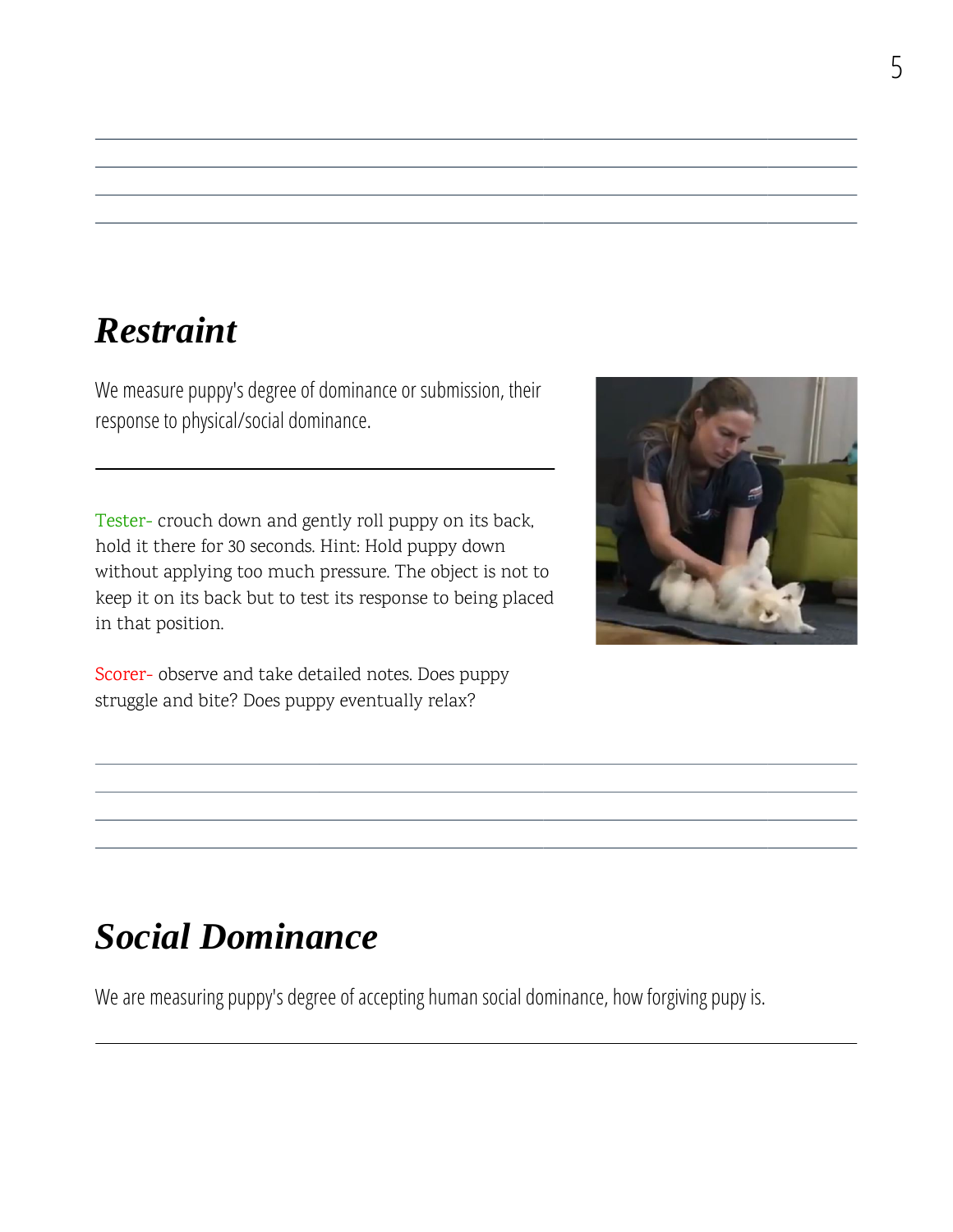## *Restraint*

We measure puppy's degree of dominance or submission, their response to physical/social dominance.

Tester- crouch down and gently roll puppy on its back, hold it there for 30 seconds. Hint: Hold puppy down without applying too much pressure. The object is not to keep it on its back but to test its response to being placed in that position.

Scorer- observe and take detailed notes. Does puppy struggle and bite? Does puppy eventually relax?

## *Social Dominance*

We are measuring puppy's degree of accepting human social dominance, how forgiving pupy is.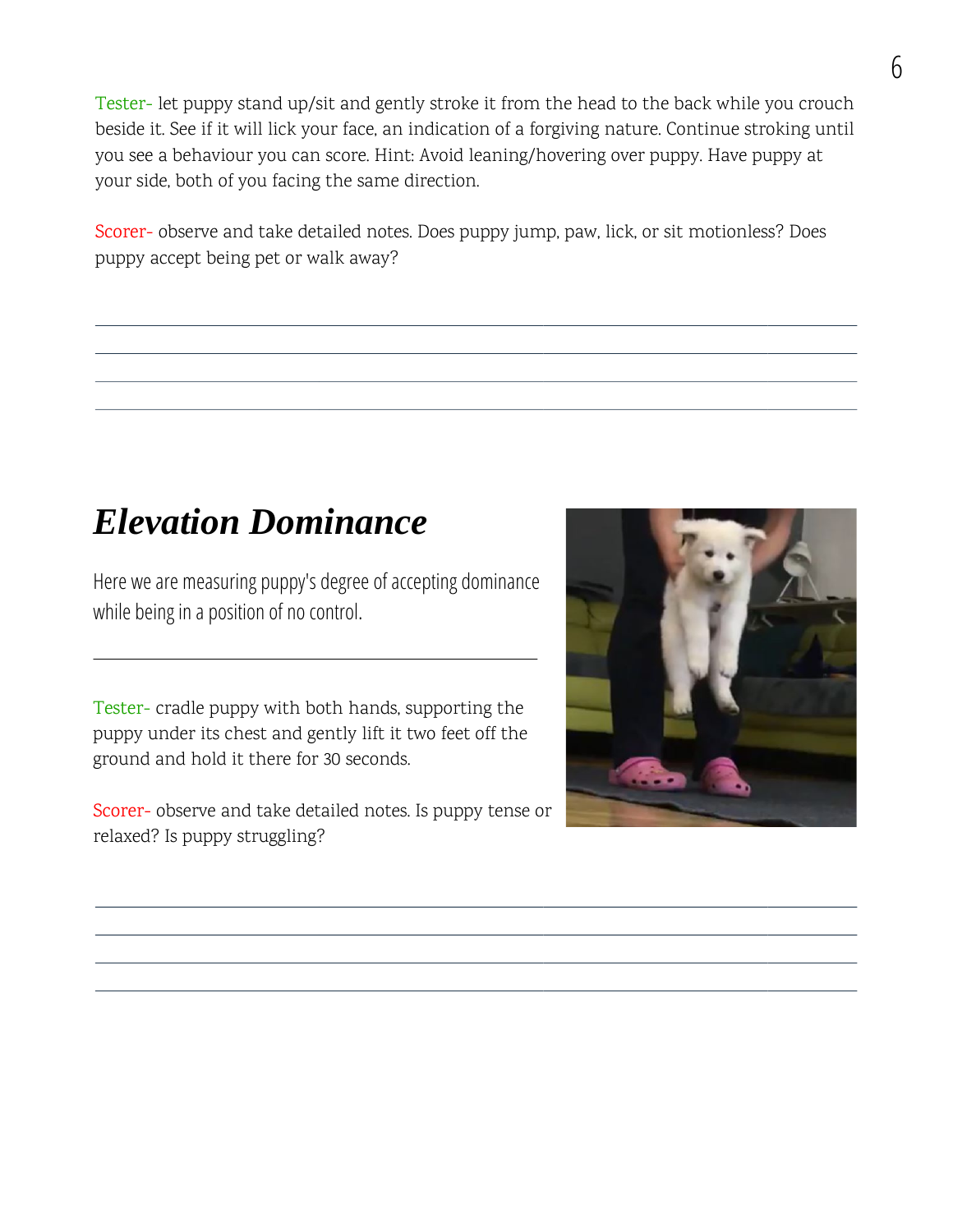Tester- let puppy stand up/sit and gently stroke it from the head to the back while you crouch beside it. See if it will lick your face, an indication of a forgiving nature. Continue stroking until you see a behaviour you can score. Hint: Avoid leaning/hovering over puppy. Have puppy at your side, both of you facing the same direction.

Scorer- observe and take detailed notes. Does puppy jump, paw, lick, or sit motionless? Does puppy accept being pet or walk away?

______________________________________________________________________
______________________________________________________________________
______________________________________________________________________
______________________________________________________________________

## *Elevation Dominance*

Here we are measuring puppy's degree of accepting dominance while being in a position of no control.

Tester- cradle puppy with both hands, supporting the puppy under its chest and gently lift it two feet off the ground and hold it there for 30 seconds.

Scorer- observe and take detailed notes. Is puppy tense or relaxed? Is puppy struggling?

______________________________________________________________________
______________________________________________________________________
______________________________________________________________________
______________________________________________________________________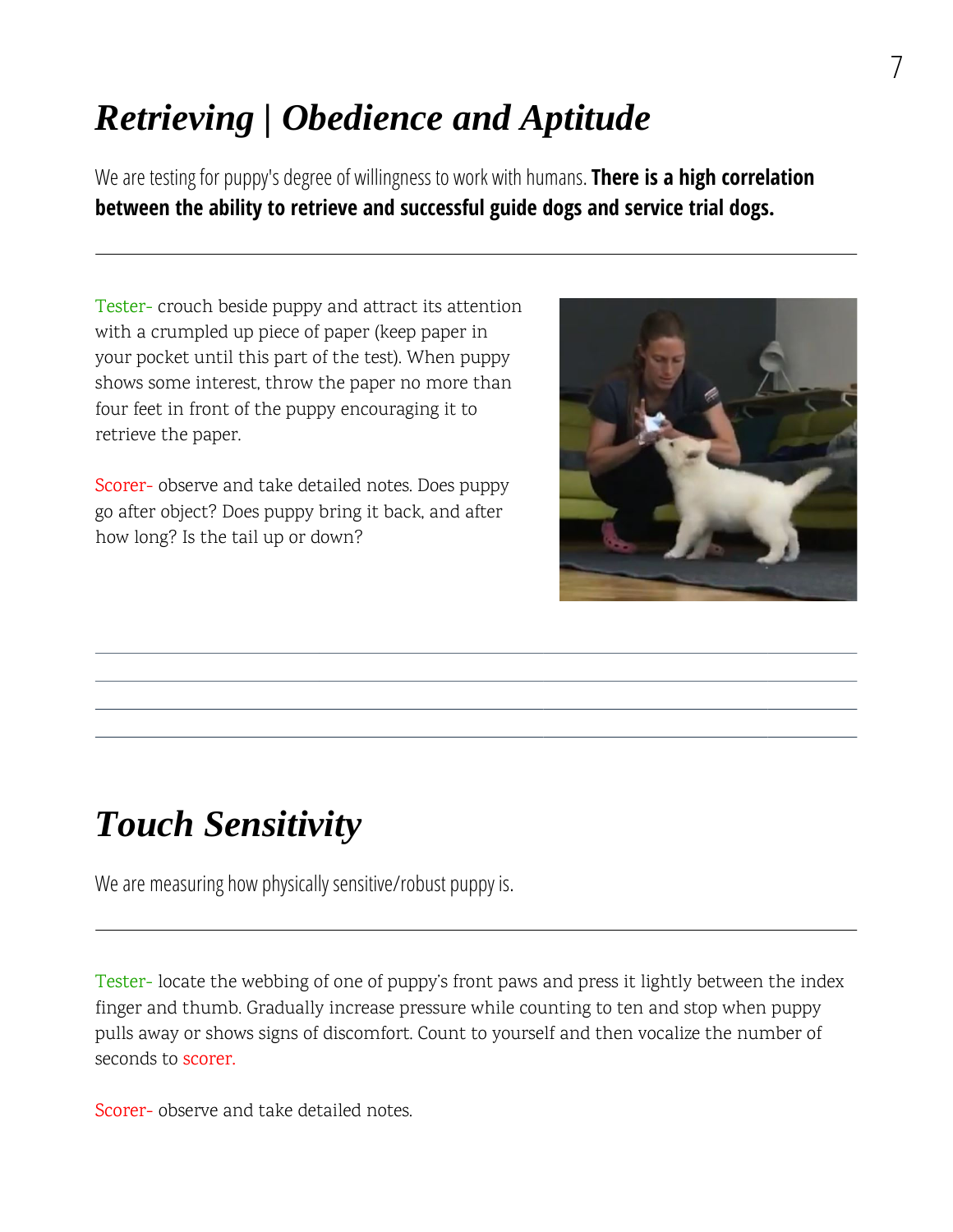# *Retrieving | Obedience and Aptitude*

We are testing for puppy's degree of willingness to work with humans. **There is a high correlation between the ability to retrieve and successful guide dogs and service trial dogs.**

---

Tester- crouch beside puppy and attract its attention with a crumpled up piece of paper (keep paper in your pocket until this part of the test). When puppy shows some interest, throw the paper no more than four feet in front of the puppy encouraging it to retrieve the paper.

Scorer- observe and take detailed notes. Does puppy go after object? Does puppy bring it back, and after how long? Is the tail up or down?

---

---

---

---

# *Touch Sensitivity*

We are measuring how physically sensitive/robust puppy is.

---

Tester- locate the webbing of one of puppy's front paws and press it lightly between the index finger and thumb. Gradually increase pressure while counting to ten and stop when puppy pulls away or shows signs of discomfort. Count to yourself and then vocalize the number of seconds to scorer.

Scorer- observe and take detailed notes.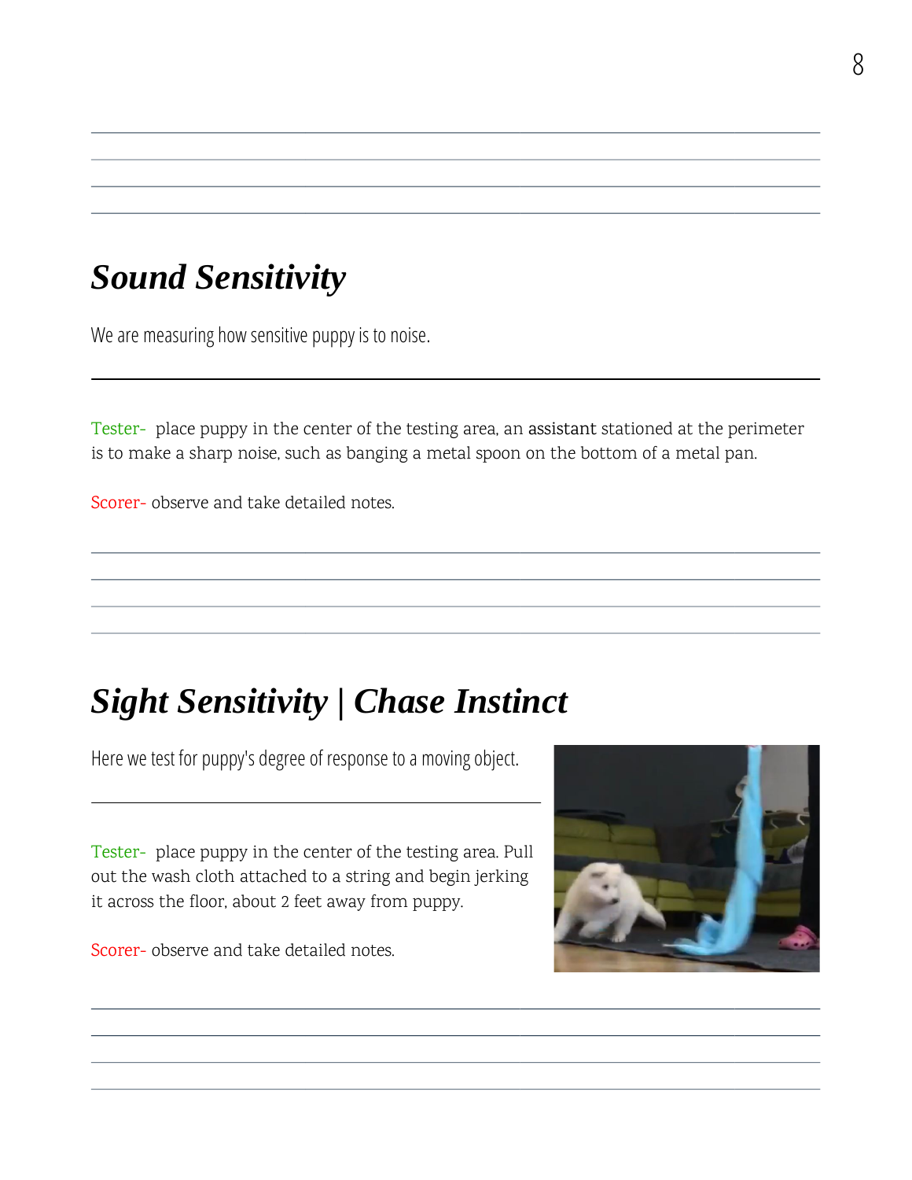## *Sound Sensitivity*

We are measuring how sensitive puppy is to noise.

---

Tester- place puppy in the center of the testing area, an assistant stationed at the perimeter is to make a sharp noise, such as banging a metal spoon on the bottom of a metal pan.

Scorer- observe and take detailed notes.

## *Sight Sensitivity | Chase Instinct*

Here we test for puppy's degree of response to a moving object.

---

Tester- place puppy in the center of the testing area. Pull out the wash cloth attached to a string and begin jerking it across the floor, about 2 feet away from puppy.

Scorer- observe and take detailed notes.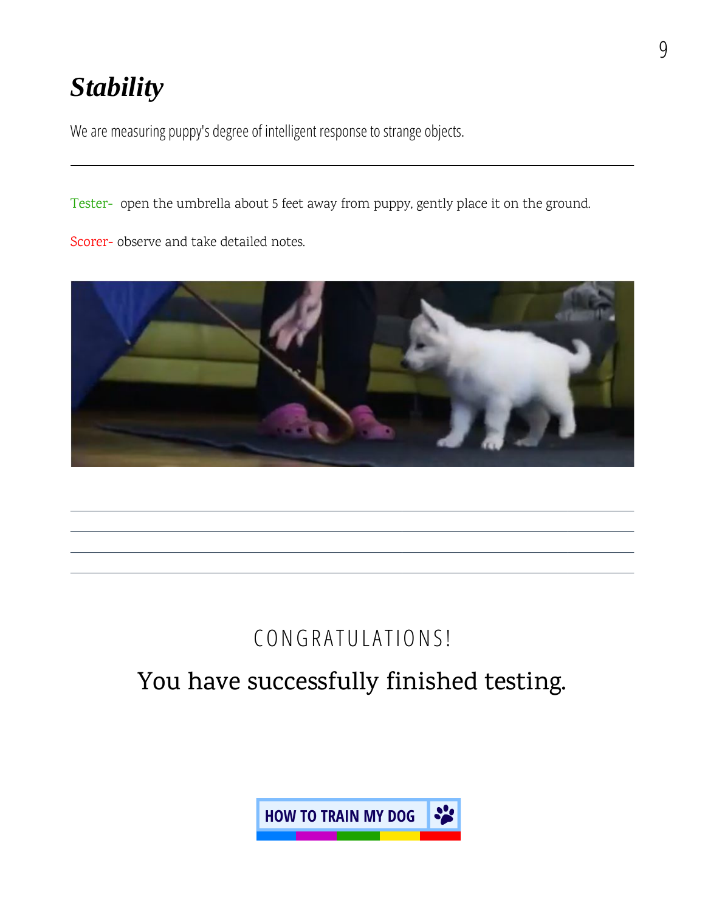## *Stability*

We are measuring puppy's degree of intelligent response to strange objects.

---

Tester- open the umbrella about 5 feet away from puppy, gently place it on the ground.

Scorer- observe and take detailed notes.

CONGRATULATIONS!

You have successfully finished testing.

HOW TO TRAIN MY DOG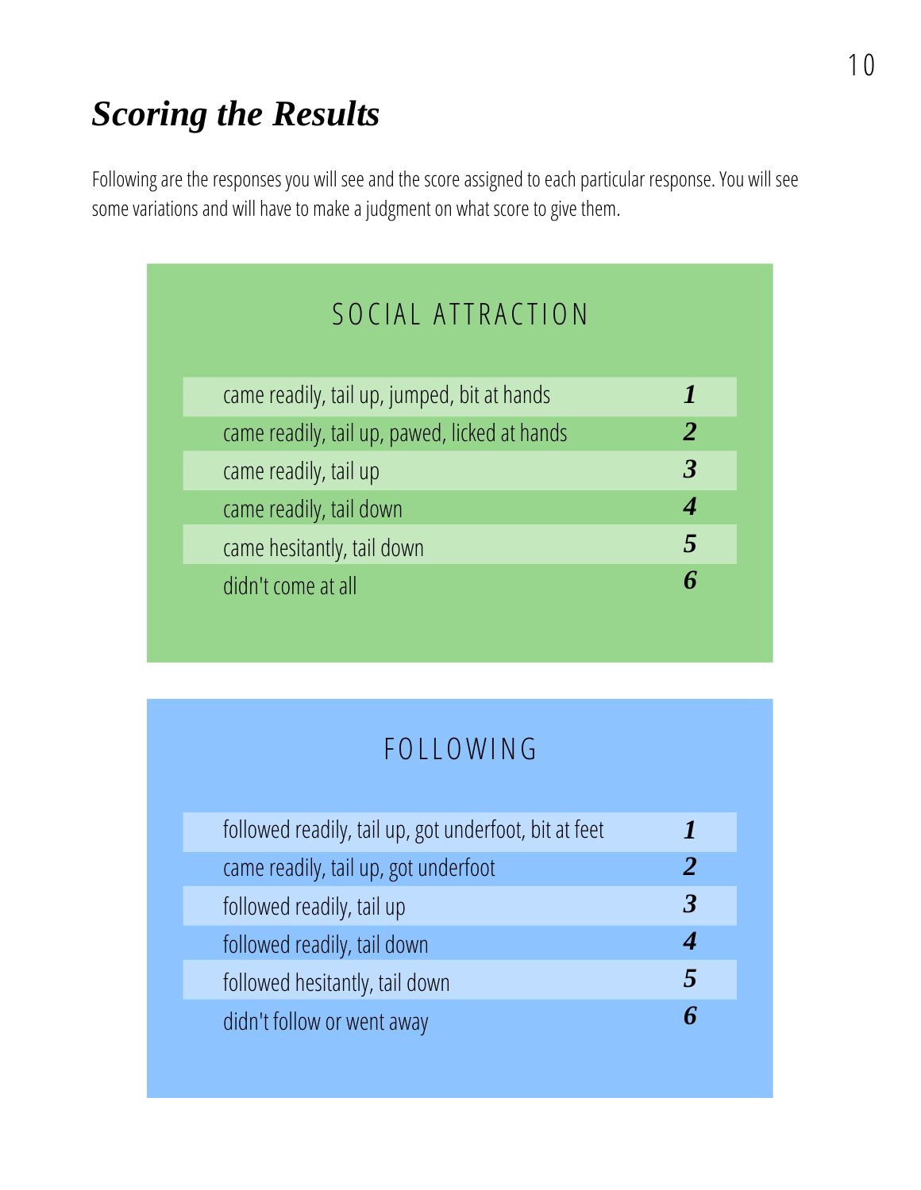## *Scoring the Results*

Following are the responses you will see and the score assigned to each particular response. You will see some variations and will have to make a judgment on what score to give them.

### SOCIAL ATTRACTION

| Response | Score |
|---|---|
| came readily, tail up, jumped, bit at hands | ***1*** |
| came readily, tail up, pawed, licked at hands | ***2*** |
| came readily, tail up | ***3*** |
| came readily, tail down | ***4*** |
| came hesitantly, tail down | ***5*** |
| didn't come at all | ***6*** |

### FOLLOWING

| Response | Score |
|---|---|
| followed readily, tail up, got underfoot, bit at feet | ***1*** |
| came readily, tail up, got underfoot | ***2*** |
| followed readily, tail up | ***3*** |
| followed readily, tail down | ***4*** |
| followed hesitantly, tail down | ***5*** |
| didn't follow or went away | ***6*** |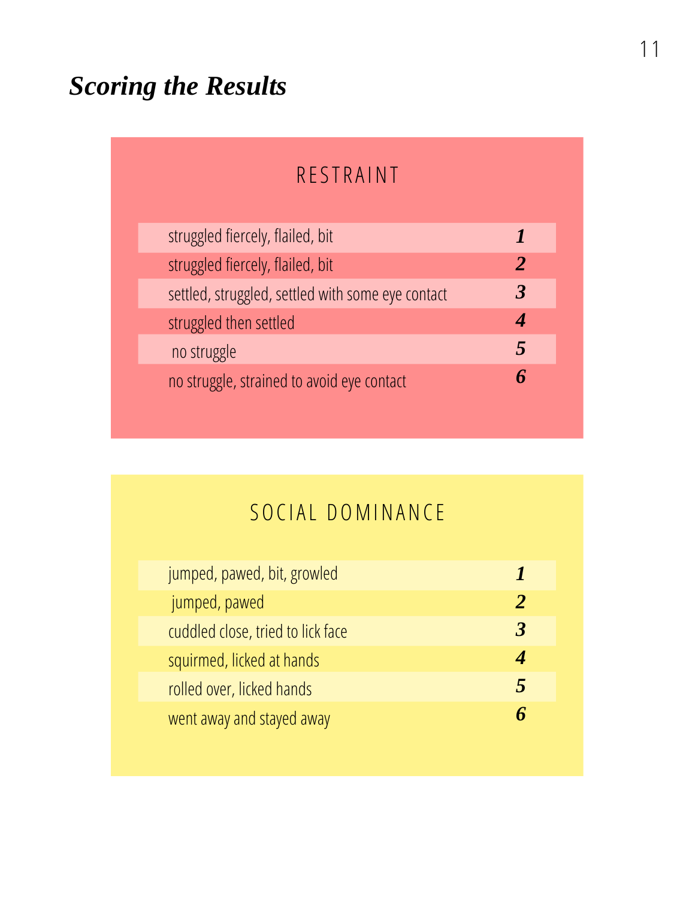## *Scoring the Results*

### RESTRAINT

| Behavior | Score |
|---|---|
| struggled fiercely, flailed, bit | ***1*** |
| struggled fiercely, flailed, bit | ***2*** |
| settled, struggled, settled with some eye contact | ***3*** |
| struggled then settled | ***4*** |
| no struggle | ***5*** |
| no struggle, strained to avoid eye contact | ***6*** |

### SOCIAL DOMINANCE

| Behavior | Score |
|---|---|
| jumped, pawed, bit, growled | ***1*** |
| jumped, pawed | ***2*** |
| cuddled close, tried to lick face | ***3*** |
| squirmed, licked at hands | ***4*** |
| rolled over, licked hands | ***5*** |
| went away and stayed away | ***6*** |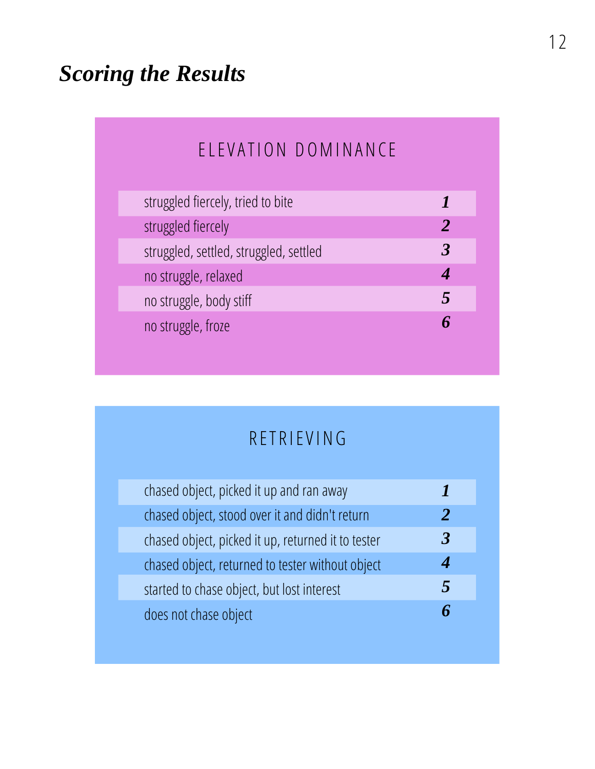## *Scoring the Results*

### ELEVATION DOMINANCE

| | |
|---|---|
| struggled fiercely, tried to bite | ***1*** |
| struggled fiercely | ***2*** |
| struggled, settled, struggled, settled | ***3*** |
| no struggle, relaxed | ***4*** |
| no struggle, body stiff | ***5*** |
| no struggle, froze | ***6*** |

### RETRIEVING

| | |
|---|---|
| chased object, picked it up and ran away | ***1*** |
| chased object, stood over it and didn't return | ***2*** |
| chased object, picked it up, returned it to tester | ***3*** |
| chased object, returned to tester without object | ***4*** |
| started to chase object, but lost interest | ***5*** |
| does not chase object | ***6*** |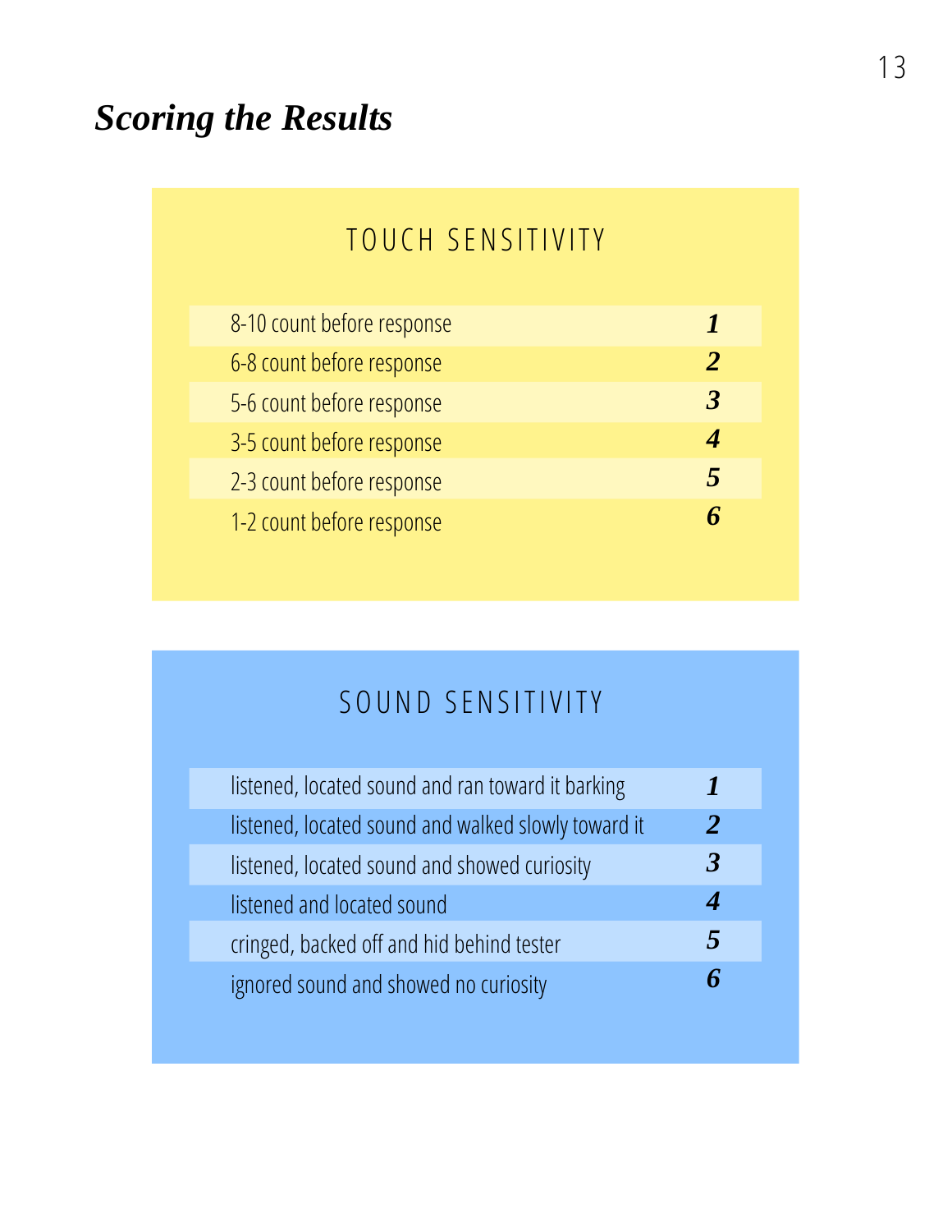## *Scoring the Results*

### TOUCH SENSITIVITY

| | |
|---|---|
| 8-10 count before response | ***1*** |
| 6-8 count before response | ***2*** |
| 5-6 count before response | ***3*** |
| 3-5 count before response | ***4*** |
| 2-3 count before response | ***5*** |
| 1-2 count before response | ***6*** |

### SOUND SENSITIVITY

| | |
|---|---|
| listened, located sound and ran toward it barking | ***1*** |
| listened, located sound and walked slowly toward it | ***2*** |
| listened, located sound and showed curiosity | ***3*** |
| listened and located sound | ***4*** |
| cringed, backed off and hid behind tester | ***5*** |
| ignored sound and showed no curiosity | ***6*** |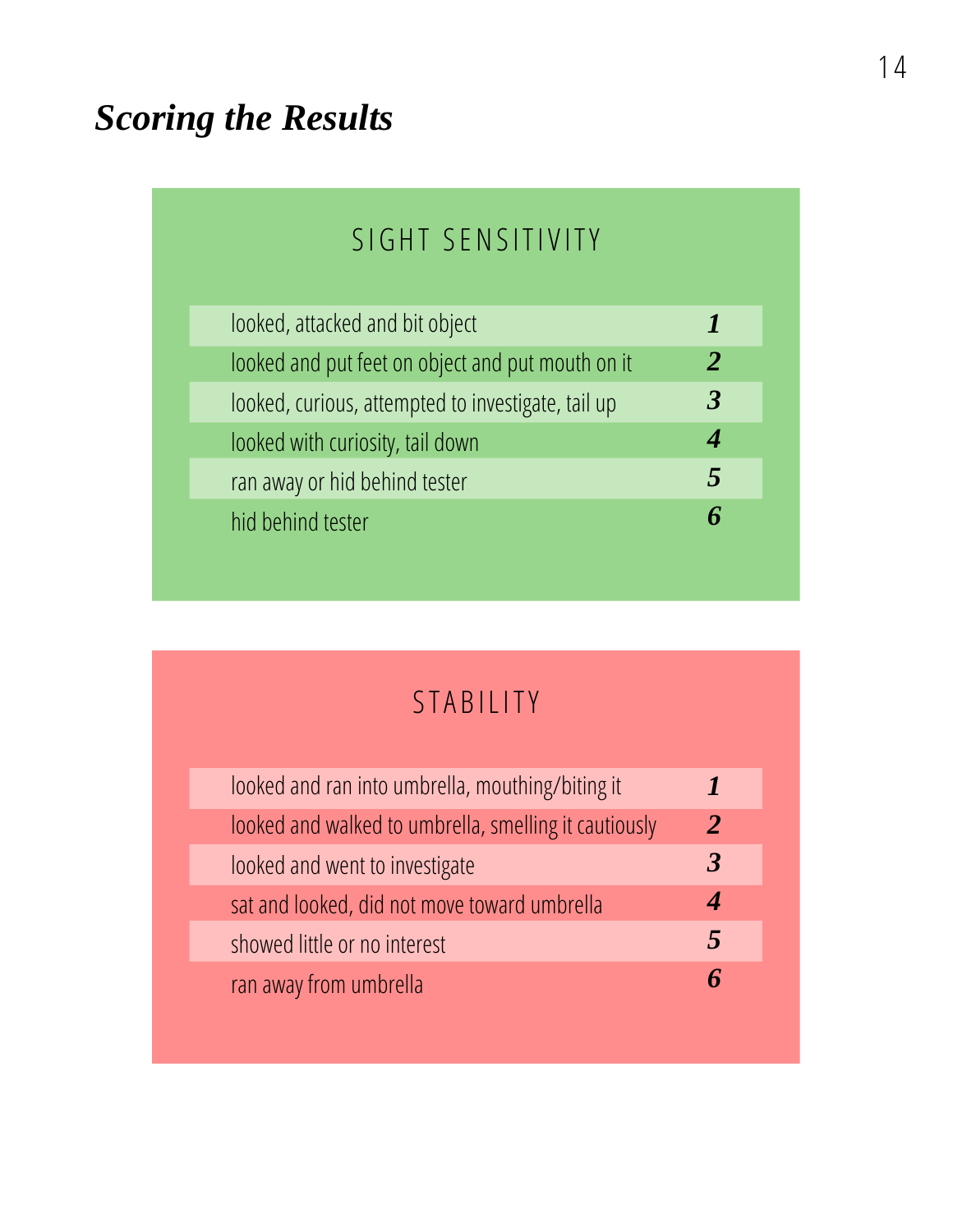# Scoring the Results

## SIGHT SENSITIVITY

| | |
|---|---|
| looked, attacked and bit object | ***1*** |
| looked and put feet on object and put mouth on it | ***2*** |
| looked, curious, attempted to investigate, tail up | ***3*** |
| looked with curiosity, tail down | ***4*** |
| ran away or hid behind tester | ***5*** |
| hid behind tester | ***6*** |

## STABILITY

| | |
|---|---|
| looked and ran into umbrella, mouthing/biting it | ***1*** |
| looked and walked to umbrella, smelling it cautiously | ***2*** |
| looked and went to investigate | ***3*** |
| sat and looked, did not move toward umbrella | ***4*** |
| showed little or no interest | ***5*** |
| ran away from umbrella | ***6*** |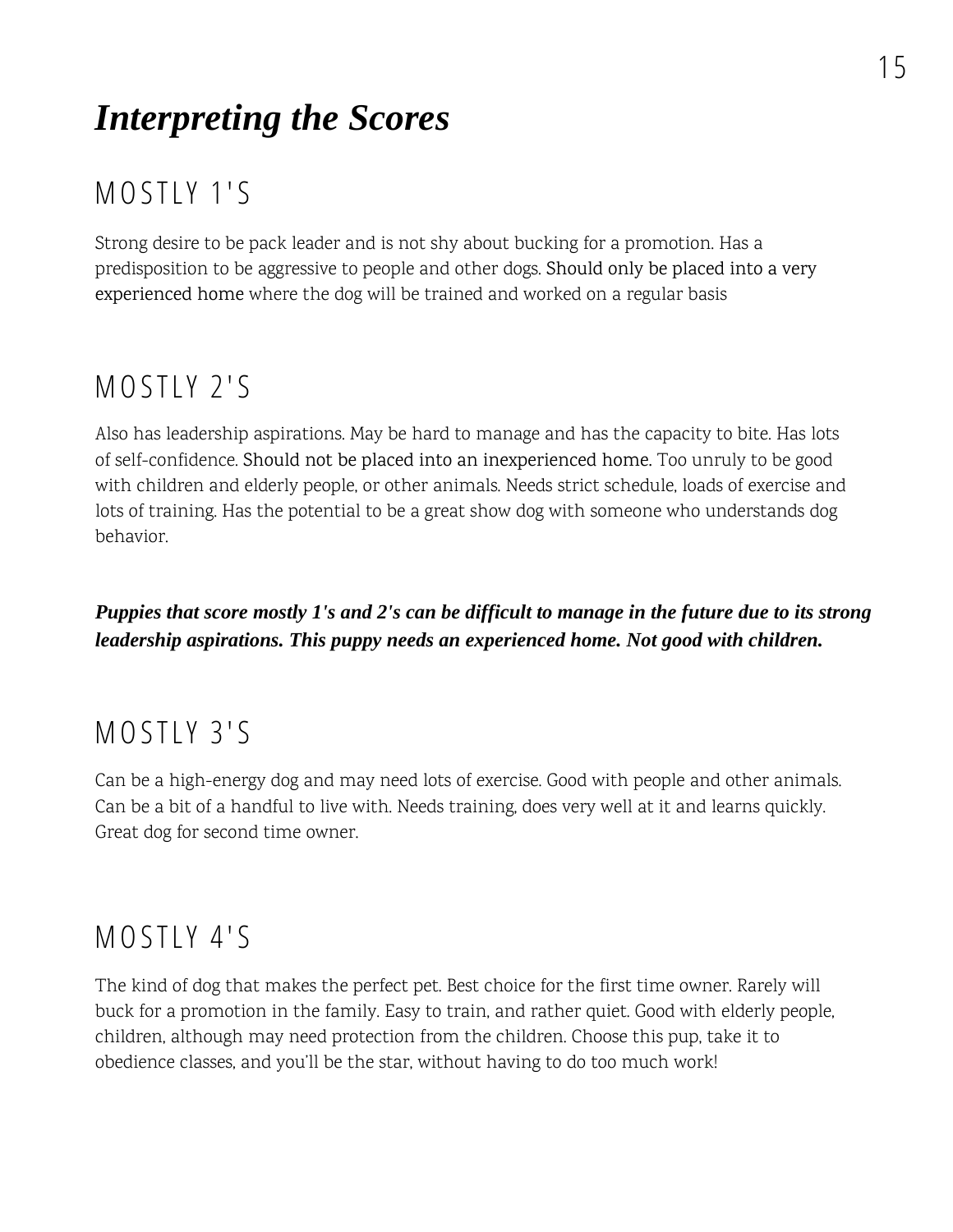# *Interpreting the Scores*

## MOSTLY 1'S

Strong desire to be pack leader and is not shy about bucking for a promotion. Has a predisposition to be aggressive to people and other dogs. Should only be placed into a very experienced home where the dog will be trained and worked on a regular basis

## MOSTLY 2'S

Also has leadership aspirations. May be hard to manage and has the capacity to bite. Has lots of self-confidence. Should not be placed into an inexperienced home. Too unruly to be good with children and elderly people, or other animals. Needs strict schedule, loads of exercise and lots of training. Has the potential to be a great show dog with someone who understands dog behavior.

***Puppies that score mostly 1's and 2's can be difficult to manage in the future due to its strong leadership aspirations. This puppy needs an experienced home. Not good with children.***

## MOSTLY 3'S

Can be a high-energy dog and may need lots of exercise. Good with people and other animals. Can be a bit of a handful to live with. Needs training, does very well at it and learns quickly. Great dog for second time owner.

## MOSTLY 4'S

The kind of dog that makes the perfect pet. Best choice for the first time owner. Rarely will buck for a promotion in the family. Easy to train, and rather quiet. Good with elderly people, children, although may need protection from the children. Choose this pup, take it to obedience classes, and you'll be the star, without having to do too much work!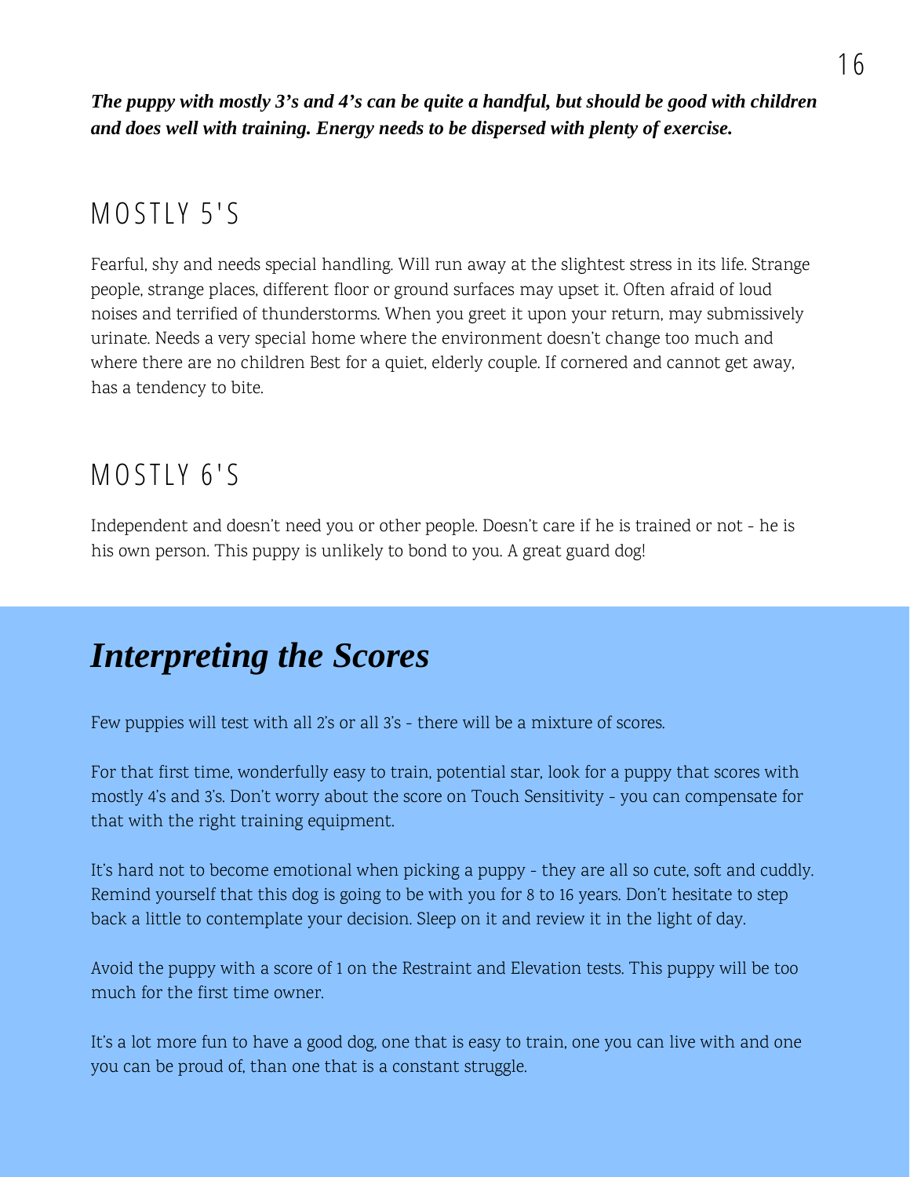***The puppy with mostly 3's and 4's can be quite a handful, but should be good with children and does well with training. Energy needs to be dispersed with plenty of exercise.***

## MOSTLY 5'S

Fearful, shy and needs special handling. Will run away at the slightest stress in its life. Strange people, strange places, different floor or ground surfaces may upset it. Often afraid of loud noises and terrified of thunderstorms. When you greet it upon your return, may submissively urinate. Needs a very special home where the environment doesn't change too much and where there are no children Best for a quiet, elderly couple. If cornered and cannot get away, has a tendency to bite.

## MOSTLY 6'S

Independent and doesn't need you or other people. Doesn't care if he is trained or not - he is his own person. This puppy is unlikely to bond to you. A great guard dog!

# *Interpreting the Scores*

Few puppies will test with all 2's or all 3's - there will be a mixture of scores.

For that first time, wonderfully easy to train, potential star, look for a puppy that scores with mostly 4's and 3's. Don't worry about the score on Touch Sensitivity - you can compensate for that with the right training equipment.

It's hard not to become emotional when picking a puppy - they are all so cute, soft and cuddly. Remind yourself that this dog is going to be with you for 8 to 16 years. Don't hesitate to step back a little to contemplate your decision. Sleep on it and review it in the light of day.

Avoid the puppy with a score of 1 on the Restraint and Elevation tests. This puppy will be too much for the first time owner.

It's a lot more fun to have a good dog, one that is easy to train, one you can live with and one you can be proud of, than one that is a constant struggle.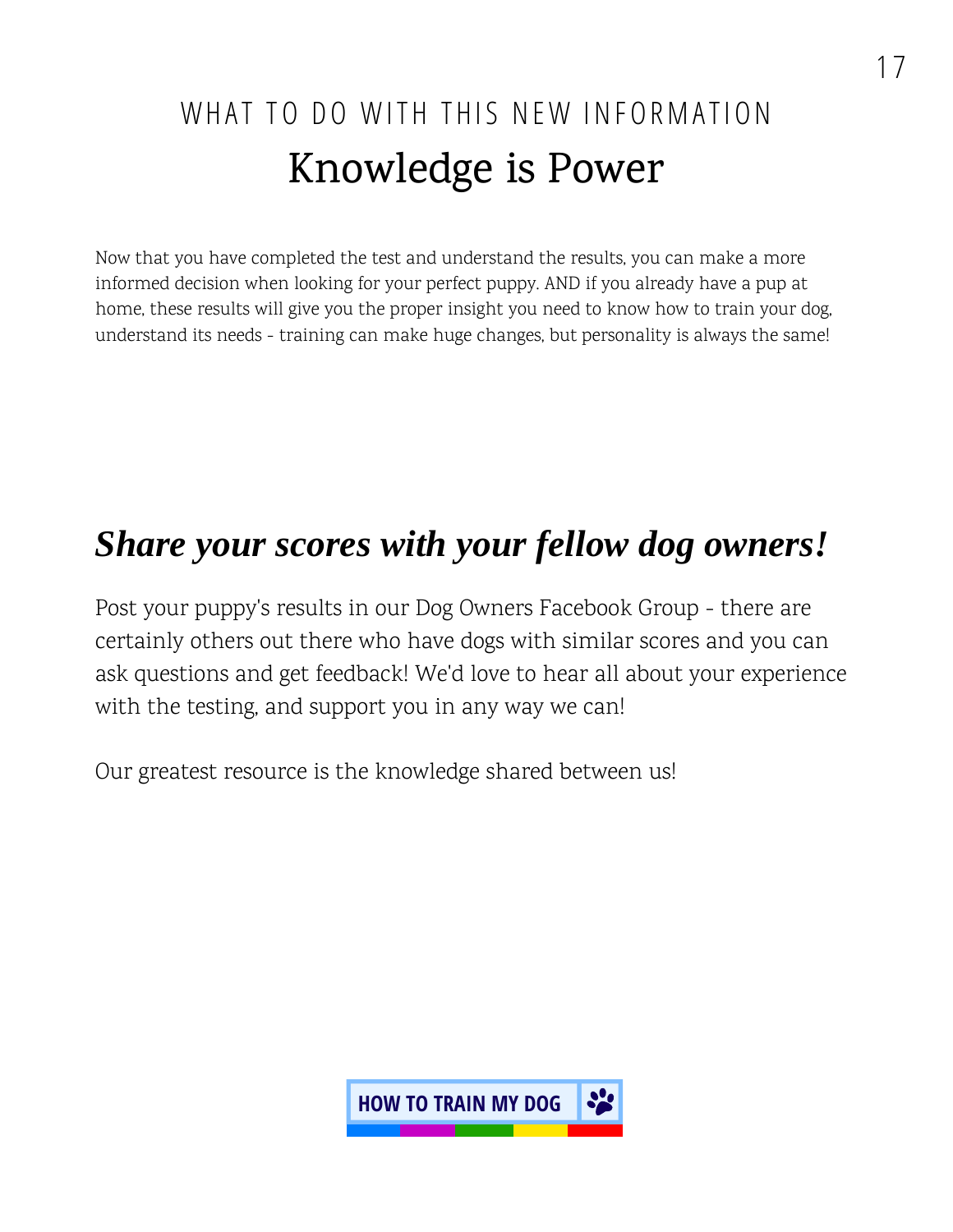## WHAT TO DO WITH THIS NEW INFORMATION

# Knowledge is Power

Now that you have completed the test and understand the results, you can make a more informed decision when looking for your perfect puppy. AND if you already have a pup at home, these results will give you the proper insight you need to know how to train your dog, understand its needs - training can make huge changes, but personality is always the same!

## ***Share your scores with your fellow dog owners!***

Post your puppy's results in our Dog Owners Facebook Group - there are certainly others out there who have dogs with similar scores and you can ask questions and get feedback! We'd love to hear all about your experience with the testing, and support you in any way we can!

Our greatest resource is the knowledge shared between us!

HOW TO TRAIN MY DOG